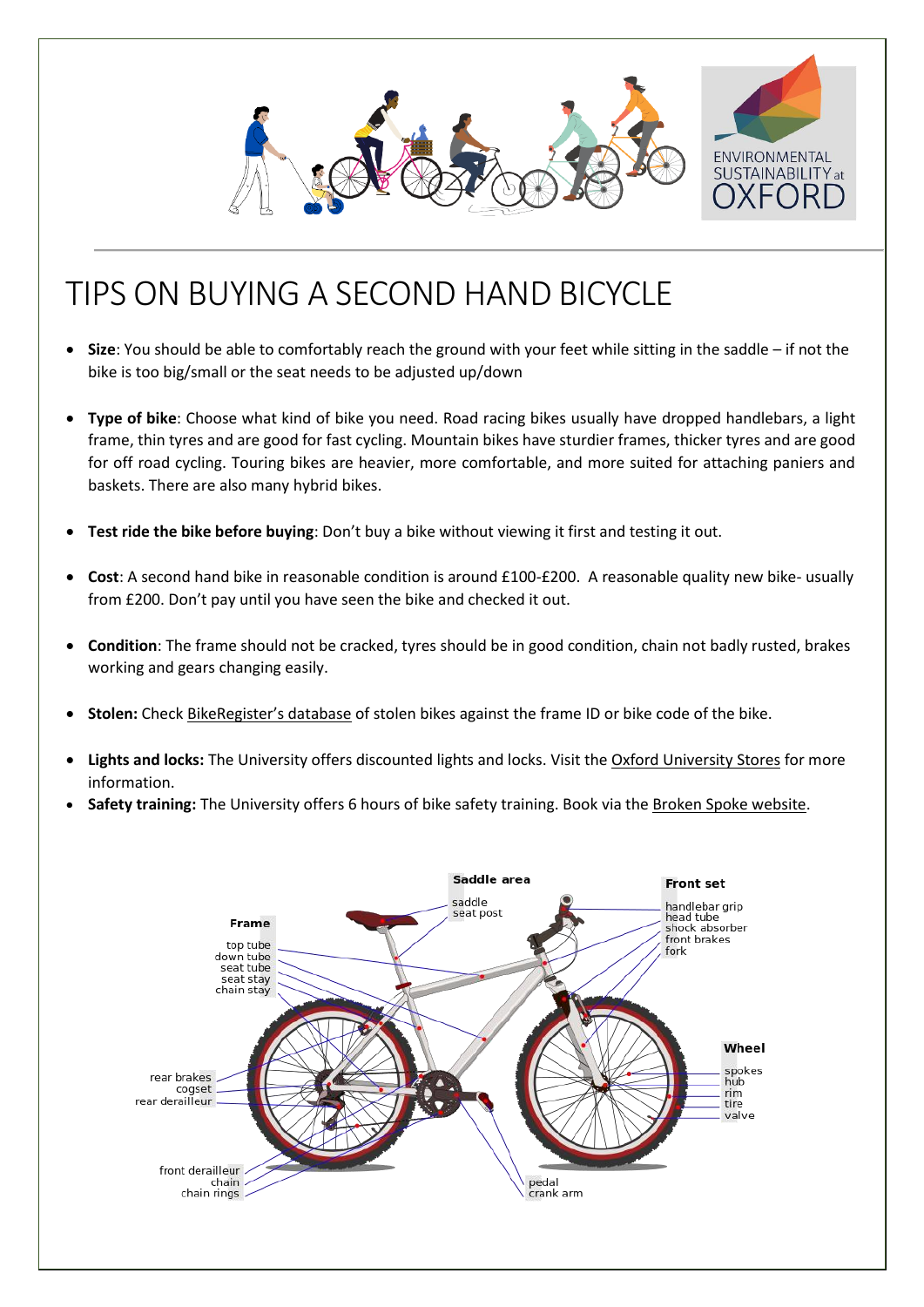# TIPS ON BUYING A SECOND HAND BICYCLE

- **Size**: You should be able to comfortably reach the ground with your feet while sitting in the saddle – if not the bike is too big/small or the seat needs to be adjusted up/down
- **Type of bike**: Choose what kind of bike you need. Road racing bikes usually have dropped handlebars, a light frame, thin tyres and are good for fast cycling. Mountain bikes have sturdier frames, thicker tyres and are good for off road cycling. Touring bikes are heavier, more comfortable, and more suited for attaching paniers and baskets. There are also many hybrid bikes.
- **Test ride the bike before buying**: Don't buy a bike without viewing it first and testing it out.
- **Cost**: A second hand bike in reasonable condition is around £100-£200. A reasonable quality new bike- usually from £200. Don't pay until you have seen the bike and checked it out.
- **Condition**: The frame should not be cracked, tyres should be in good condition, chain not badly rusted, brakes working and gears changing easily.
- **Stolen:** Check BikeRegister's database of stolen bikes against the frame ID or bike code of the bike.
- **Lights and locks:** The University offers discounted lights and locks. Visit the Oxford University Stores for more information.
- **Safety training:** The University offers 6 hours of bike safety training. Book via the Broken Spoke website.

**Saddle area**
saddle
seat post

**Front set**
handlebar grip
head tube
shock absorber
front brakes
fork

**Frame**
top tube
down tube
seat tube
seat stay
chain stay

**Wheel**
spokes
hub
rim
tire
valve

rear brakes
cogset
rear derailleur

front derailleur
chain
chain rings

pedal
crank arm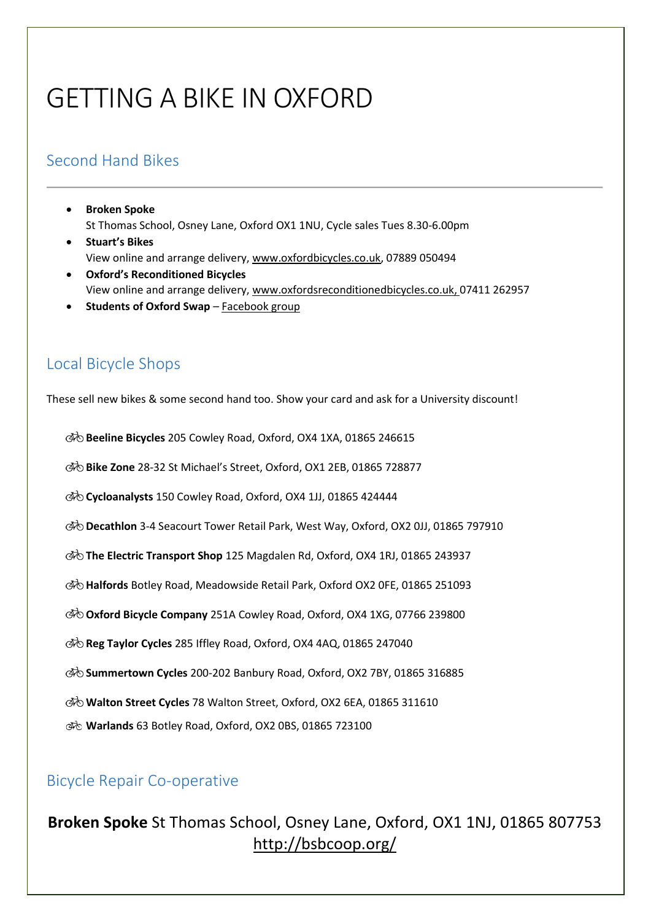# GETTING A BIKE IN OXFORD

## Second Hand Bikes

- **Broken Spoke**
  St Thomas School, Osney Lane, Oxford OX1 1NU, Cycle sales Tues 8.30-6.00pm
- **Stuart's Bikes**
  View online and arrange delivery, www.oxfordbicycles.co.uk, 07889 050494
- **Oxford's Reconditioned Bicycles**
  View online and arrange delivery, www.oxfordsreconditionedbicycles.co.uk, 07411 262957
- **Students of Oxford Swap** – Facebook group

## Local Bicycle Shops

These sell new bikes & some second hand too. Show your card and ask for a University discount!

🚲 **Beeline Bicycles** 205 Cowley Road, Oxford, OX4 1XA, 01865 246615

🚲 **Bike Zone** 28-32 St Michael's Street, Oxford, OX1 2EB, 01865 728877

🚲 **Cycloanalysts** 150 Cowley Road, Oxford, OX4 1JJ, 01865 424444

🚲 **Decathlon** 3-4 Seacourt Tower Retail Park, West Way, Oxford, OX2 0JJ, 01865 797910

🚲 **The Electric Transport Shop** 125 Magdalen Rd, Oxford, OX4 1RJ, 01865 243937

🚲 **Halfords** Botley Road, Meadowside Retail Park, Oxford OX2 0FE, 01865 251093

🚲 **Oxford Bicycle Company** 251A Cowley Road, Oxford, OX4 1XG, 07766 239800

🚲 **Reg Taylor Cycles** 285 Iffley Road, Oxford, OX4 4AQ, 01865 247040

🚲 **Summertown Cycles** 200-202 Banbury Road, Oxford, OX2 7BY, 01865 316885

🚲 **Walton Street Cycles** 78 Walton Street, Oxford, OX2 6EA, 01865 311610

🚲 **Warlands** 63 Botley Road, Oxford, OX2 0BS, 01865 723100

## Bicycle Repair Co-operative

**Broken Spoke** St Thomas School, Osney Lane, Oxford, OX1 1NJ, 01865 807753
http://bsbcoop.org/